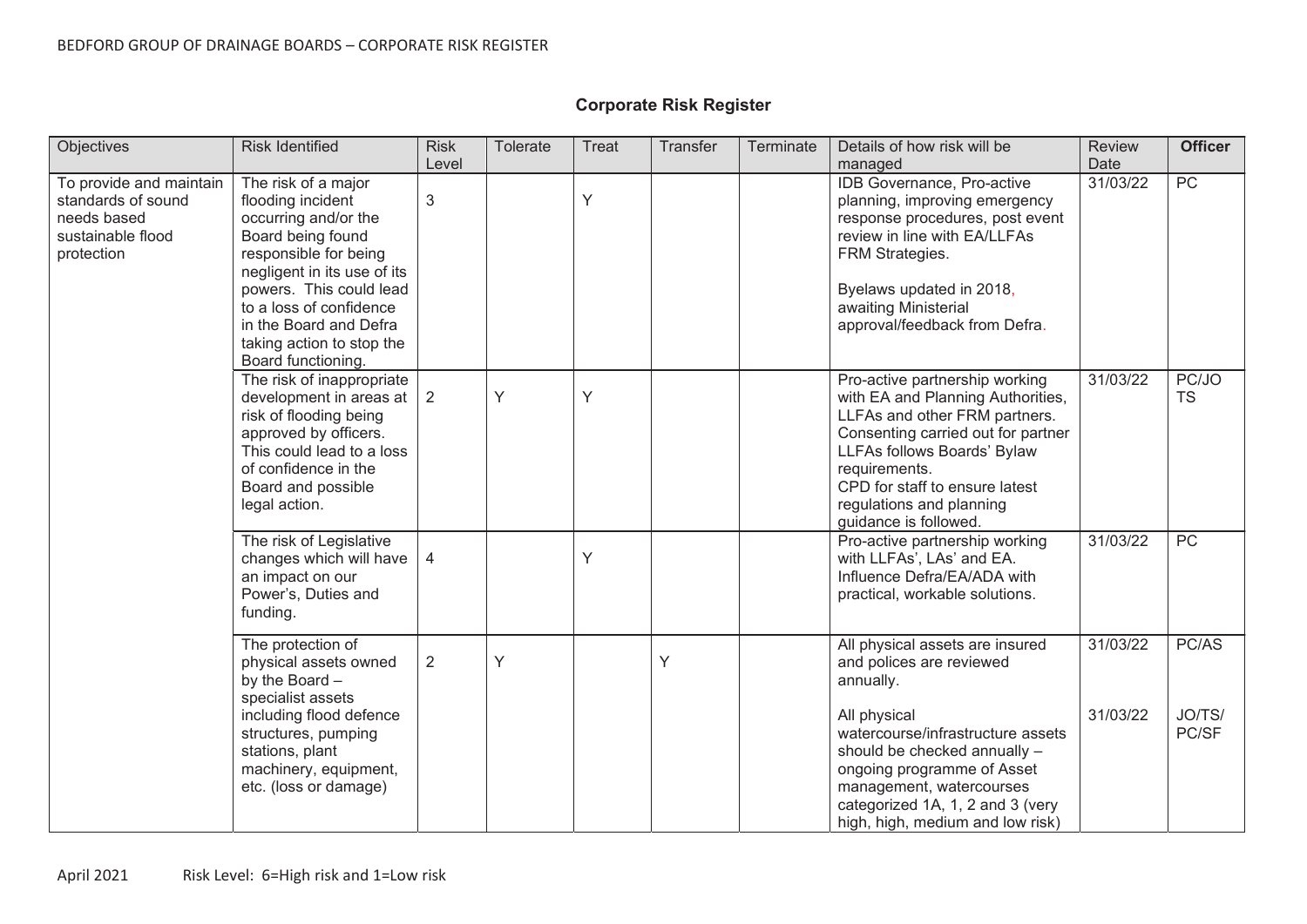## Corporate Risk Register

| Objectives | Risk Identified | Risk Level | Tolerate | Treat | Transfer | Terminate | Details of how risk will be managed | Review Date | **Officer** |
|---|---|---|---|---|---|---|---|---|---|
| To provide and maintain standards of sound needs based sustainable flood protection | The risk of a major flooding incident occurring and/or the Board being found responsible for being negligent in its use of its powers. This could lead to a loss of confidence in the Board and Defra taking action to stop the Board functioning. | 3 | | Y | | | IDB Governance, Pro-active planning, improving emergency response procedures, post event review in line with EA/LLFAs FRM Strategies.<br><br>Byelaws updated in 2018, awaiting Ministerial approval/feedback from Defra. | 31/03/22 | PC |
| | The risk of inappropriate development in areas at risk of flooding being approved by officers. This could lead to a loss of confidence in the Board and possible legal action. | 2 | Y | Y | | | Pro-active partnership working with EA and Planning Authorities, LLFAs and other FRM partners. Consenting carried out for partner LLFAs follows Boards' Bylaw requirements.<br>CPD for staff to ensure latest regulations and planning guidance is followed. | 31/03/22 | PC/JOTS |
| | The risk of Legislative changes which will have an impact on our Power's, Duties and funding. | 4 | | Y | | | Pro-active partnership working with LLFAs', LAs' and EA. Influence Defra/EA/ADA with practical, workable solutions. | 31/03/22 | PC |
| | The protection of physical assets owned by the Board – specialist assets including flood defence structures, pumping stations, plant machinery, equipment, etc. (loss or damage) | 2 | Y | | Y | | All physical assets are insured and polices are reviewed annually.<br><br>All physical watercourse/infrastructure assets should be checked annually – ongoing programme of Asset management, watercourses categorized 1A, 1, 2 and 3 (very high, high, medium and low risk) | 31/03/22<br><br>31/03/22 | PC/AS<br><br>JO/TS/PC/SF |

April 2021 Risk Level: 6=High risk and 1=Low risk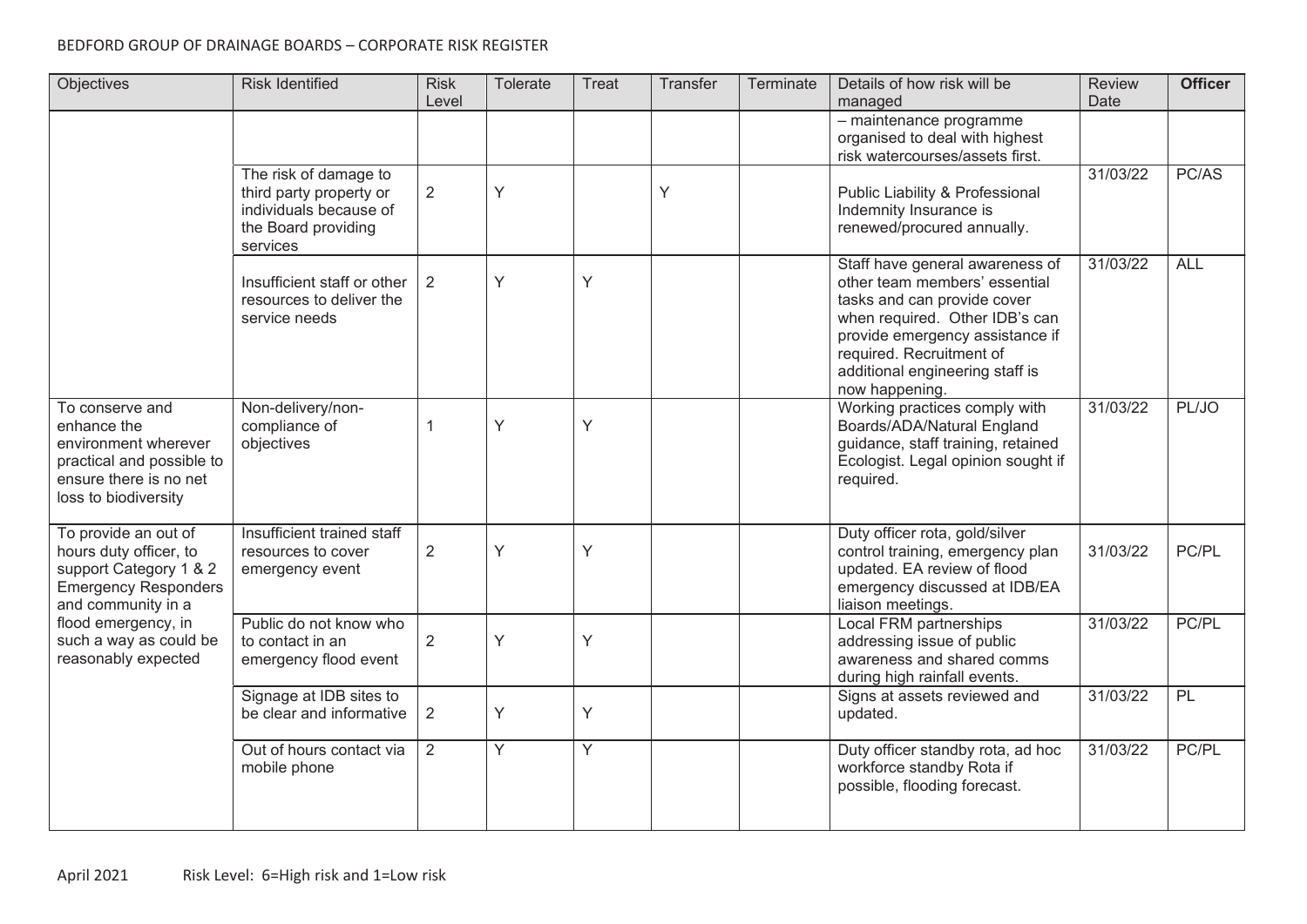BEDFORD GROUP OF DRAINAGE BOARDS – CORPORATE RISK REGISTER

| Objectives | Risk Identified | Risk Level | Tolerate | Treat | Transfer | Terminate | Details of how risk will be managed | Review Date | **Officer** |
|---|---|---|---|---|---|---|---|---|---|
| | | | | | | | – maintenance programme organised to deal with highest risk watercourses/assets first. | | |
| | The risk of damage to third party property or individuals because of the Board providing services | 2 | Y | | Y | | Public Liability & Professional Indemnity Insurance is renewed/procured annually. | 31/03/22 | PC/AS |
| | Insufficient staff or other resources to deliver the service needs | 2 | Y | Y | | | Staff have general awareness of other team members' essential tasks and can provide cover when required. Other IDB's can provide emergency assistance if required. Recruitment of additional engineering staff is now happening. | 31/03/22 | ALL |
| To conserve and enhance the environment wherever practical and possible to ensure there is no net loss to biodiversity | Non-delivery/non-compliance of objectives | 1 | Y | Y | | | Working practices comply with Boards/ADA/Natural England guidance, staff training, retained Ecologist. Legal opinion sought if required. | 31/03/22 | PL/JO |
| To provide an out of hours duty officer, to support Category 1 & 2 Emergency Responders and community in a flood emergency, in such a way as could be reasonably expected | Insufficient trained staff resources to cover emergency event | 2 | Y | Y | | | Duty officer rota, gold/silver control training, emergency plan updated. EA review of flood emergency discussed at IDB/EA liaison meetings. | 31/03/22 | PC/PL |
| | Public do not know who to contact in an emergency flood event | 2 | Y | Y | | | Local FRM partnerships addressing issue of public awareness and shared comms during high rainfall events. | 31/03/22 | PC/PL |
| | Signage at IDB sites to be clear and informative | 2 | Y | Y | | | Signs at assets reviewed and updated. | 31/03/22 | PL |
| | Out of hours contact via mobile phone | 2 | Y | Y | | | Duty officer standby rota, ad hoc workforce standby Rota if possible, flooding forecast. | 31/03/22 | PC/PL |

April 2021 Risk Level: 6=High risk and 1=Low risk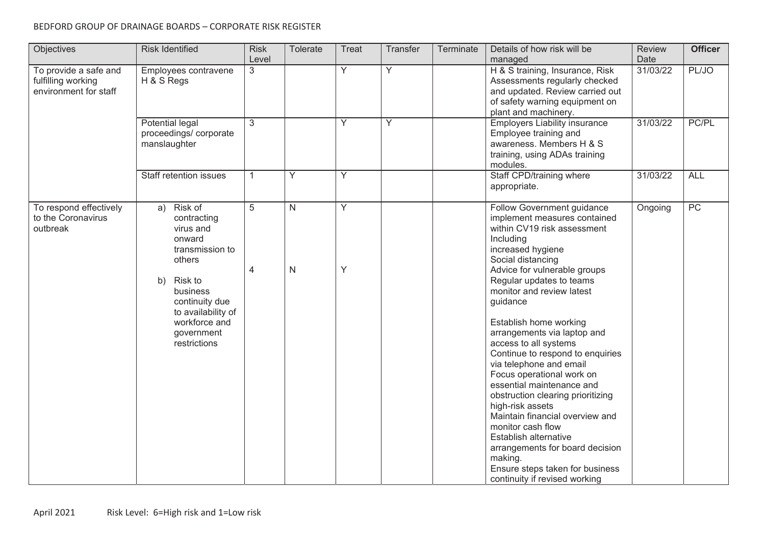BEDFORD GROUP OF DRAINAGE BOARDS – CORPORATE RISK REGISTER

| Objectives | Risk Identified | Risk Level | Tolerate | Treat | Transfer | Terminate | Details of how risk will be managed | Review Date | **Officer** |
|---|---|---|---|---|---|---|---|---|---|
| To provide a safe and fulfilling working environment for staff | Employees contravene H & S Regs | 3 | | Y | Y | | H & S training, Insurance, Risk Assessments regularly checked and updated. Review carried out of safety warning equipment on plant and machinery. | 31/03/22 | PL/JO |
| | Potential legal proceedings/ corporate manslaughter | 3 | | Y | Y | | Employers Liability insurance Employee training and awareness. Members H & S training, using ADAs training modules. | 31/03/22 | PC/PL |
| | Staff retention issues | 1 | Y | Y | | | Staff CPD/training where appropriate. | 31/03/22 | ALL |
| To respond effectively to the Coronavirus outbreak | a) Risk of contracting virus and onward transmission to others<br><br>b) Risk to business continuity due to availability of workforce and government restrictions | 5<br><br>4 | N<br><br>N | Y<br><br>Y | | | Follow Government guidance implement measures contained within CV19 risk assessment Including<br>increased hygiene<br>Social distancing<br>Advice for vulnerable groups<br>Regular updates to teams<br>monitor and review latest guidance<br><br>Establish home working arrangements via laptop and access to all systems<br>Continue to respond to enquiries via telephone and email<br>Focus operational work on essential maintenance and obstruction clearing prioritizing high-risk assets<br>Maintain financial overview and monitor cash flow<br>Establish alternative arrangements for board decision making.<br>Ensure steps taken for business continuity if revised working | Ongoing | PC |

April 2021 Risk Level: 6=High risk and 1=Low risk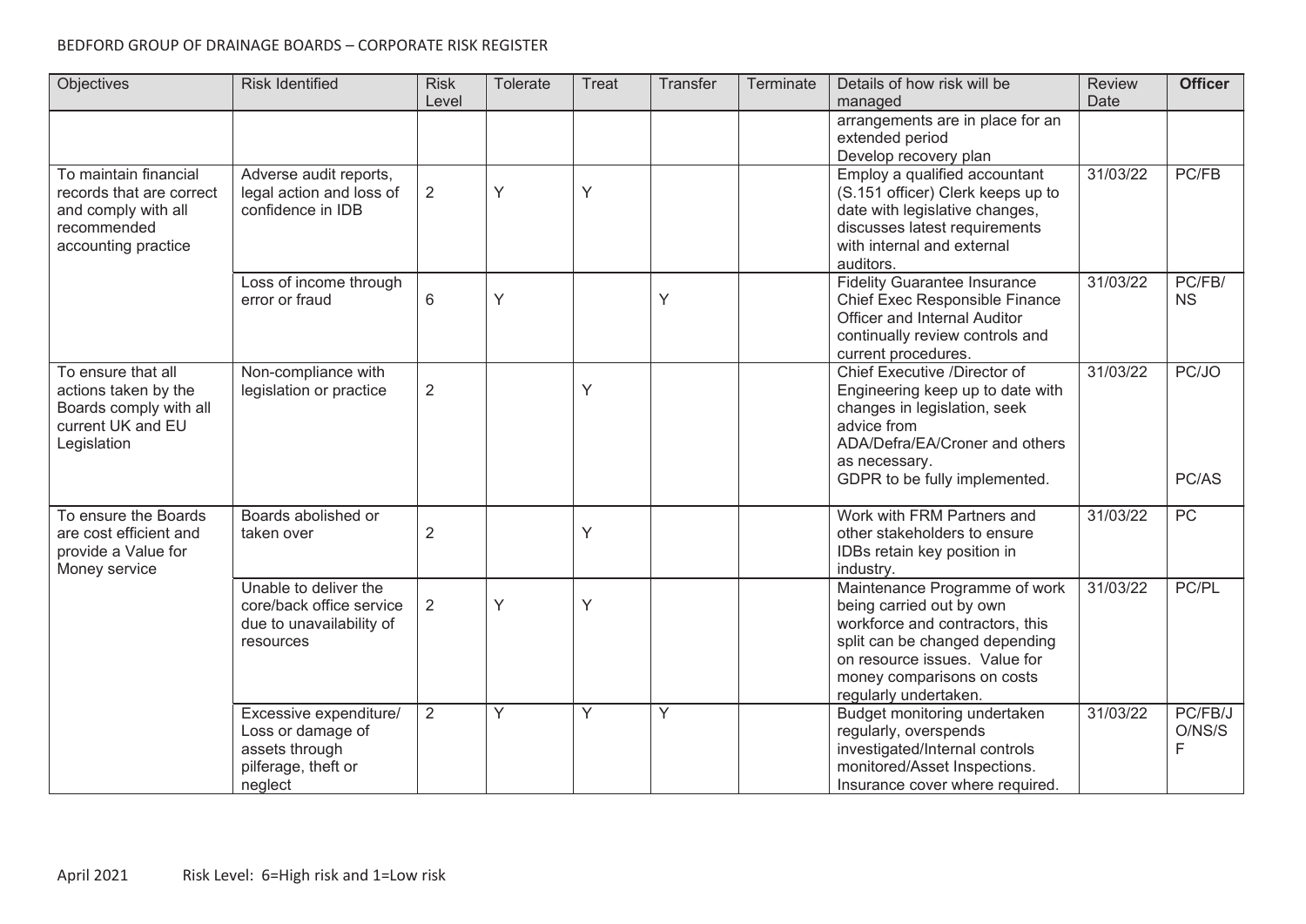| Objectives | Risk Identified | Risk Level | Tolerate | Treat | Transfer | Terminate | Details of how risk will be managed | Review Date | **Officer** |
|---|---|---|---|---|---|---|---|---|---|
| | | | | | | | arrangements are in place for an extended period<br>Develop recovery plan | | |
| To maintain financial records that are correct and comply with all recommended accounting practice | Adverse audit reports, legal action and loss of confidence in IDB | 2 | Y | Y | | | Employ a qualified accountant (S.151 officer) Clerk keeps up to date with legislative changes, discusses latest requirements with internal and external auditors. | 31/03/22 | PC/FB |
| | Loss of income through error or fraud | 6 | Y | | Y | | Fidelity Guarantee Insurance<br>Chief Exec Responsible Finance Officer and Internal Auditor continually review controls and current procedures. | 31/03/22 | PC/FB/NS |
| To ensure that all actions taken by the Boards comply with all current UK and EU Legislation | Non-compliance with legislation or practice | 2 | | Y | | | Chief Executive /Director of Engineering keep up to date with changes in legislation, seek advice from ADA/Defra/EA/Croner and others as necessary.<br>GDPR to be fully implemented. | 31/03/22 | PC/JO<br><br>PC/AS |
| To ensure the Boards are cost efficient and provide a Value for Money service | Boards abolished or taken over | 2 | | Y | | | Work with FRM Partners and other stakeholders to ensure IDBs retain key position in industry. | 31/03/22 | PC |
| | Unable to deliver the core/back office service due to unavailability of resources | 2 | Y | Y | | | Maintenance Programme of work being carried out by own workforce and contractors, this split can be changed depending on resource issues. Value for money comparisons on costs regularly undertaken. | 31/03/22 | PC/PL |
| | Excessive expenditure/ Loss or damage of assets through pilferage, theft or neglect | 2 | Y | Y | Y | | Budget monitoring undertaken regularly, overspends investigated/Internal controls monitored/Asset Inspections. Insurance cover where required. | 31/03/22 | PC/FB/JO/NS/SF |

April 2021 Risk Level: 6=High risk and 1=Low risk